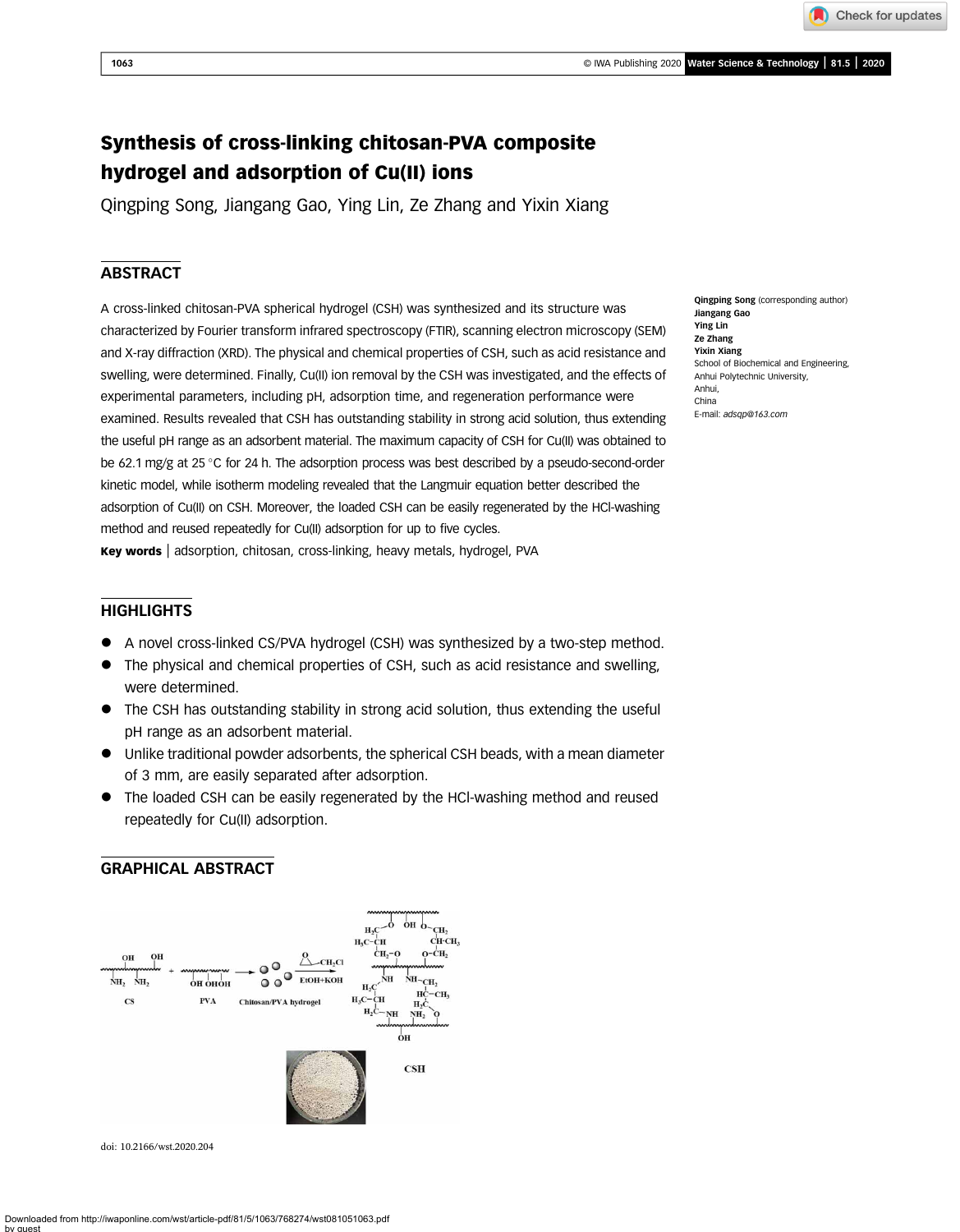# Synthesis of cross-linking chitosan-PVA composite hydrogel and adsorption of Cu(II) ions

Qingping Song, Jiangang Gao, Ying Lin, Ze Zhang and Yixin Xiang

## ABSTRACT

A cross-linked chitosan-PVA spherical hydrogel (CSH) was synthesized and its structure was characterized by Fourier transform infrared spectroscopy (FTIR), scanning electron microscopy (SEM) and X-ray diffraction (XRD). The physical and chemical properties of CSH, such as acid resistance and swelling, were determined. Finally, Cu(II) ion removal by the CSH was investigated, and the effects of experimental parameters, including pH, adsorption time, and regeneration performance were examined. Results revealed that CSH has outstanding stability in strong acid solution, thus extending the useful pH range as an adsorbent material. The maximum capacity of CSH for Cu(II) was obtained to be 62.1 mg/g at 25 °C for 24 h. The adsorption process was best described by a pseudo-second-order kinetic model, while isotherm modeling revealed that the Langmuir equation better described the adsorption of Cu(II) on CSH. Moreover, the loaded CSH can be easily regenerated by the HCl-washing method and reused repeatedly for Cu(II) adsorption for up to five cycles.

**Key words** | adsorption, chitosan, cross-linking, heavy metals, hydrogel, PVA

**Qingping Song** (corresponding author)
**Jiangang Gao**
**Ying Lin**
**Ze Zhang**
**Yixin Xiang**
School of Biochemical and Engineering,
Anhui Polytechnic University,
Anhui,
China
E-mail: *adsqp@163.com*

## HIGHLIGHTS

- A novel cross-linked CS/PVA hydrogel (CSH) was synthesized by a two-step method.
- The physical and chemical properties of CSH, such as acid resistance and swelling, were determined.
- The CSH has outstanding stability in strong acid solution, thus extending the useful pH range as an adsorbent material.
- Unlike traditional powder adsorbents, the spherical CSH beads, with a mean diameter of 3 mm, are easily separated after adsorption.
- The loaded CSH can be easily regenerated by the HCl-washing method and reused repeatedly for Cu(II) adsorption.

## GRAPHICAL ABSTRACT

CS + PVA → Chitosan/PVA hydrogel → (epichlorohydrin, EtOH+KOH) → CSH

doi: 10.2166/wst.2020.204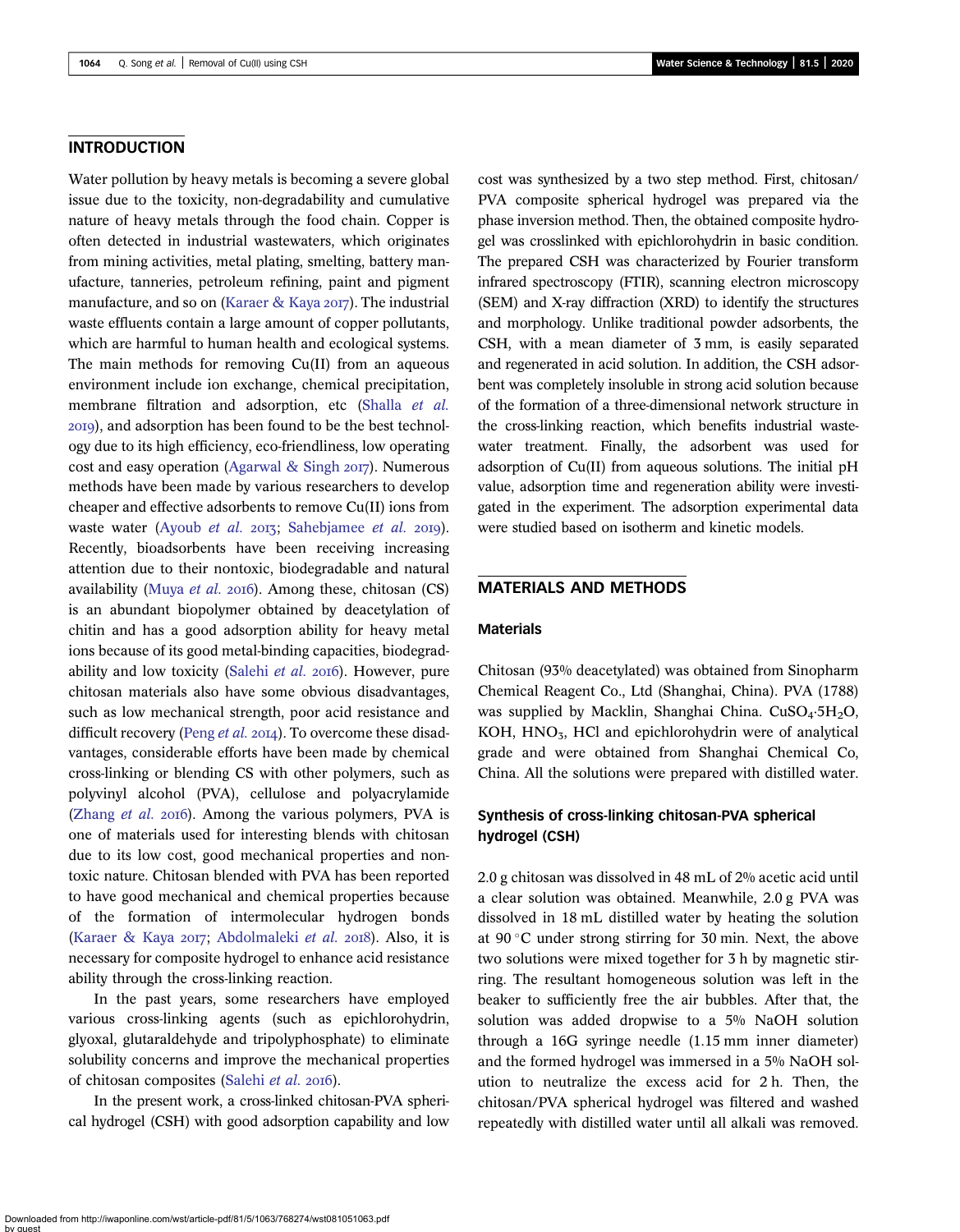## INTRODUCTION

Water pollution by heavy metals is becoming a severe global issue due to the toxicity, non-degradability and cumulative nature of heavy metals through the food chain. Copper is often detected in industrial wastewaters, which originates from mining activities, metal plating, smelting, battery manufacture, tanneries, petroleum refining, paint and pigment manufacture, and so on (Karaer & Kaya 2017). The industrial waste effluents contain a large amount of copper pollutants, which are harmful to human health and ecological systems. The main methods for removing Cu(II) from an aqueous environment include ion exchange, chemical precipitation, membrane filtration and adsorption, etc (Shalla *et al.* 2019), and adsorption has been found to be the best technology due to its high efficiency, eco-friendliness, low operating cost and easy operation (Agarwal & Singh 2017). Numerous methods have been made by various researchers to develop cheaper and effective adsorbents to remove Cu(II) ions from waste water (Ayoub *et al.* 2013; Sahebjamee *et al.* 2019). Recently, bioadsorbents have been receiving increasing attention due to their nontoxic, biodegradable and natural availability (Muya *et al.* 2016). Among these, chitosan (CS) is an abundant biopolymer obtained by deacetylation of chitin and has a good adsorption ability for heavy metal ions because of its good metal-binding capacities, biodegradability and low toxicity (Salehi *et al.* 2016). However, pure chitosan materials also have some obvious disadvantages, such as low mechanical strength, poor acid resistance and difficult recovery (Peng *et al.* 2014). To overcome these disadvantages, considerable efforts have been made by chemical cross-linking or blending CS with other polymers, such as polyvinyl alcohol (PVA), cellulose and polyacrylamide (Zhang *et al.* 2016). Among the various polymers, PVA is one of materials used for interesting blends with chitosan due to its low cost, good mechanical properties and nontoxic nature. Chitosan blended with PVA has been reported to have good mechanical and chemical properties because of the formation of intermolecular hydrogen bonds (Karaer & Kaya 2017; Abdolmaleki *et al.* 2018). Also, it is necessary for composite hydrogel to enhance acid resistance ability through the cross-linking reaction.

In the past years, some researchers have employed various cross-linking agents (such as epichlorohydrin, glyoxal, glutaraldehyde and tripolyphosphate) to eliminate solubility concerns and improve the mechanical properties of chitosan composites (Salehi *et al.* 2016).

In the present work, a cross-linked chitosan-PVA spherical hydrogel (CSH) with good adsorption capability and low cost was synthesized by a two step method. First, chitosan/PVA composite spherical hydrogel was prepared via the phase inversion method. Then, the obtained composite hydrogel was crosslinked with epichlorohydrin in basic condition. The prepared CSH was characterized by Fourier transform infrared spectroscopy (FTIR), scanning electron microscopy (SEM) and X-ray diffraction (XRD) to identify the structures and morphology. Unlike traditional powder adsorbents, the CSH, with a mean diameter of 3 mm, is easily separated and regenerated in acid solution. In addition, the CSH adsorbent was completely insoluble in strong acid solution because of the formation of a three-dimensional network structure in the cross-linking reaction, which benefits industrial wastewater treatment. Finally, the adsorbent was used for adsorption of Cu(II) from aqueous solutions. The initial pH value, adsorption time and regeneration ability were investigated in the experiment. The adsorption experimental data were studied based on isotherm and kinetic models.

## MATERIALS AND METHODS

### Materials

Chitosan (93% deacetylated) was obtained from Sinopharm Chemical Reagent Co., Ltd (Shanghai, China). PVA (1788) was supplied by Macklin, Shanghai China. $CuSO_4{\cdot}5H_2O$, KOH, $HNO_3$, HCl and epichlorohydrin were of analytical grade and were obtained from Shanghai Chemical Co, China. All the solutions were prepared with distilled water.

### Synthesis of cross-linking chitosan-PVA spherical hydrogel (CSH)

2.0 g chitosan was dissolved in 48 mL of 2% acetic acid until a clear solution was obtained. Meanwhile, 2.0 g PVA was dissolved in 18 mL distilled water by heating the solution at 90 °C under strong stirring for 30 min. Next, the above two solutions were mixed together for 3 h by magnetic stirring. The resultant homogeneous solution was left in the beaker to sufficiently free the air bubbles. After that, the solution was added dropwise to a 5% NaOH solution through a 16G syringe needle (1.15 mm inner diameter) and the formed hydrogel was immersed in a 5% NaOH solution to neutralize the excess acid for 2 h. Then, the chitosan/PVA spherical hydrogel was filtered and washed repeatedly with distilled water until all alkali was removed.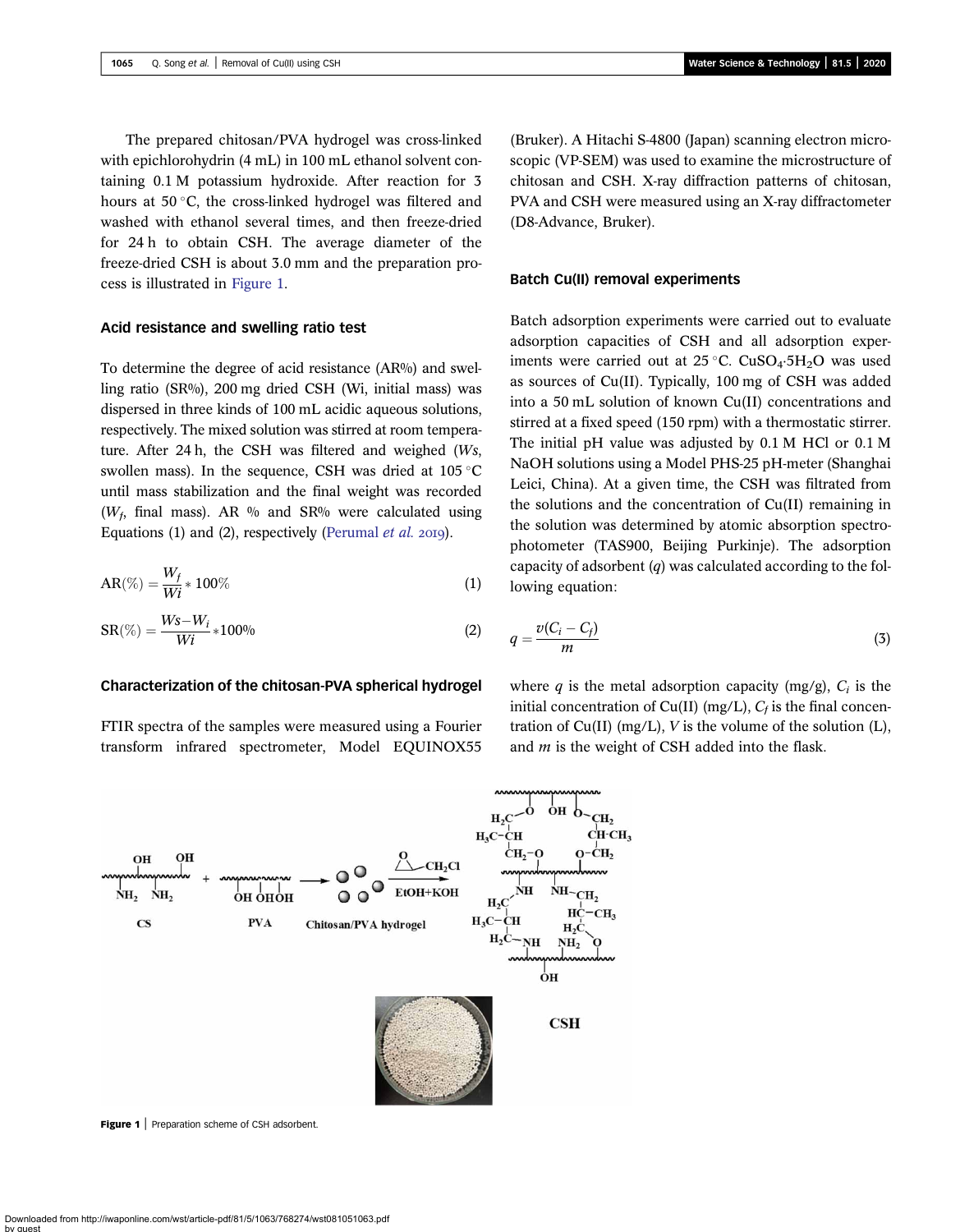The prepared chitosan/PVA hydrogel was cross-linked with epichlorohydrin (4 mL) in 100 mL ethanol solvent containing 0.1 M potassium hydroxide. After reaction for 3 hours at 50 °C, the cross-linked hydrogel was filtered and washed with ethanol several times, and then freeze-dried for 24 h to obtain CSH. The average diameter of the freeze-dried CSH is about 3.0 mm and the preparation process is illustrated in Figure 1.

### Acid resistance and swelling ratio test

To determine the degree of acid resistance (AR%) and swelling ratio (SR%), 200 mg dried CSH (Wi, initial mass) was dispersed in three kinds of 100 mL acidic aqueous solutions, respectively. The mixed solution was stirred at room temperature. After 24 h, the CSH was filtered and weighed (*Ws*, swollen mass). In the sequence, CSH was dried at 105 °C until mass stabilization and the final weight was recorded ($W_f$, final mass). AR % and SR% were calculated using Equations (1) and (2), respectively (Perumal *et al.* 2019).

$$\mathrm{AR}(\%) = \frac{W_f}{Wi} * 100\% \tag{1}$$

$$\mathrm{SR}(\%) = \frac{Ws - W_i}{Wi} * 100\% \tag{2}$$

### Characterization of the chitosan-PVA spherical hydrogel

FTIR spectra of the samples were measured using a Fourier transform infrared spectrometer, Model EQUINOX55 (Bruker). A Hitachi S-4800 (Japan) scanning electron microscopic (VP-SEM) was used to examine the microstructure of chitosan and CSH. X-ray diffraction patterns of chitosan, PVA and CSH were measured using an X-ray diffractometer (D8-Advance, Bruker).

### Batch Cu(II) removal experiments

Batch adsorption experiments were carried out to evaluate adsorption capacities of CSH and all adsorption experiments were carried out at 25 °C. $CuSO_4 \cdot 5H_2O$ was used as sources of Cu(II). Typically, 100 mg of CSH was added into a 50 mL solution of known Cu(II) concentrations and stirred at a fixed speed (150 rpm) with a thermostatic stirrer. The initial pH value was adjusted by 0.1 M HCl or 0.1 M NaOH solutions using a Model PHS-25 pH-meter (Shanghai Leici, China). At a given time, the CSH was filtrated from the solutions and the concentration of Cu(II) remaining in the solution was determined by atomic absorption spectrophotometer (TAS900, Beijing Purkinje). The adsorption capacity of adsorbent ($q$) was calculated according to the following equation:

$$q = \frac{v(C_i - C_f)}{m} \tag{3}$$

where $q$ is the metal adsorption capacity (mg/g), $C_i$ is the initial concentration of Cu(II) (mg/L), $C_f$ is the final concentration of Cu(II) (mg/L), $V$ is the volume of the solution (L), and $m$ is the weight of CSH added into the flask.

**Figure 1** | Preparation scheme of CSH adsorbent.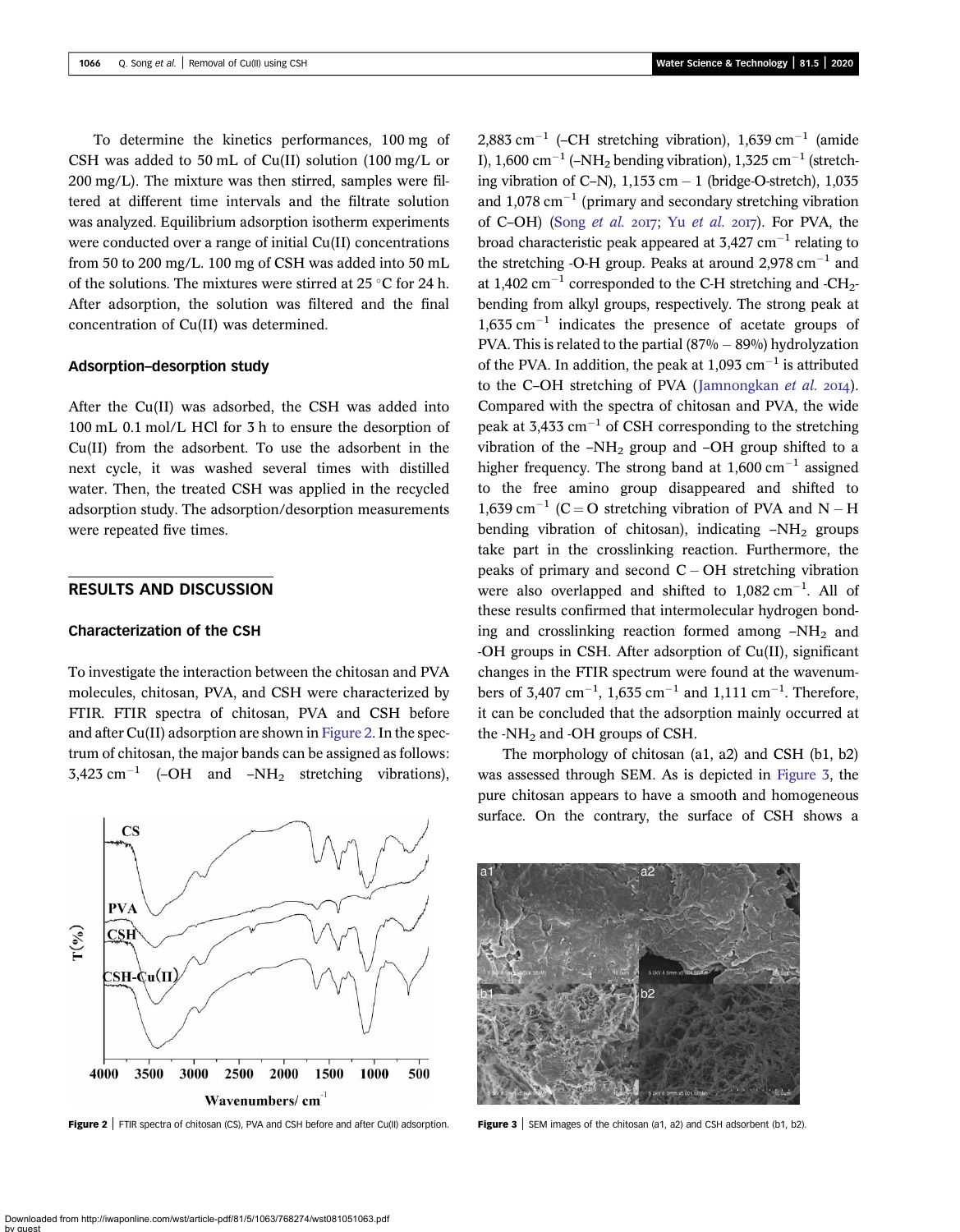To determine the kinetics performances, 100 mg of CSH was added to 50 mL of Cu(II) solution (100 mg/L or 200 mg/L). The mixture was then stirred, samples were filtered at different time intervals and the filtrate solution was analyzed. Equilibrium adsorption isotherm experiments were conducted over a range of initial Cu(II) concentrations from 50 to 200 mg/L. 100 mg of CSH was added into 50 mL of the solutions. The mixtures were stirred at 25 °C for 24 h. After adsorption, the solution was filtered and the final concentration of Cu(II) was determined.

### Adsorption–desorption study

After the Cu(II) was adsorbed, the CSH was added into 100 mL 0.1 mol/L HCl for 3 h to ensure the desorption of Cu(II) from the adsorbent. To use the adsorbent in the next cycle, it was washed several times with distilled water. Then, the treated CSH was applied in the recycled adsorption study. The adsorption/desorption measurements were repeated five times.

## RESULTS AND DISCUSSION

### Characterization of the CSH

To investigate the interaction between the chitosan and PVA molecules, chitosan, PVA, and CSH were characterized by FTIR. FTIR spectra of chitosan, PVA and CSH before and after Cu(II) adsorption are shown in Figure 2. In the spectrum of chitosan, the major bands can be assigned as follows: 3,423 $cm^{-1}$ (–OH and –$NH_2$ stretching vibrations), 2,883 $cm^{-1}$ (–CH stretching vibration), 1,639 $cm^{-1}$ (amide I), 1,600 $cm^{-1}$ (–$NH_2$ bending vibration), 1,325 $cm^{-1}$ (stretching vibration of C–N), 1,153 cm − 1 (bridge-O-stretch), 1,035 and 1,078 $cm^{-1}$ (primary and secondary stretching vibration of C–OH) (Song *et al.* 2017; Yu *et al.* 2017). For PVA, the broad characteristic peak appeared at 3,427 $cm^{-1}$ relating to the stretching -O-H group. Peaks at around 2,978 $cm^{-1}$ and at 1,402 $cm^{-1}$ corresponded to the C-H stretching and -$CH_2$-bending from alkyl groups, respectively. The strong peak at 1,635 $cm^{-1}$ indicates the presence of acetate groups of PVA. This is related to the partial (87% – 89%) hydrolyzation of the PVA. In addition, the peak at 1,093 $cm^{-1}$ is attributed to the C–OH stretching of PVA (Jamnongkan *et al.* 2014). Compared with the spectra of chitosan and PVA, the wide peak at 3,433 $cm^{-1}$ of CSH corresponding to the stretching vibration of the –$NH_2$ group and –OH group shifted to a higher frequency. The strong band at 1,600 $cm^{-1}$ assigned to the free amino group disappeared and shifted to 1,639 $cm^{-1}$ (C = O stretching vibration of PVA and N – H bending vibration of chitosan), indicating –$NH_2$ groups take part in the crosslinking reaction. Furthermore, the peaks of primary and second C – OH stretching vibration were also overlapped and shifted to 1,082 $cm^{-1}$. All of these results confirmed that intermolecular hydrogen bonding and crosslinking reaction formed among –$NH_2$ and -OH groups in CSH. After adsorption of Cu(II), significant changes in the FTIR spectrum were found at the wavenumbers of 3,407 $cm^{-1}$, 1,635 $cm^{-1}$ and 1,111 $cm^{-1}$. Therefore, it can be concluded that the adsorption mainly occurred at the -$NH_2$ and -OH groups of CSH.

The morphology of chitosan (a1, a2) and CSH (b1, b2) was assessed through SEM. As is depicted in Figure 3, the pure chitosan appears to have a smooth and homogeneous surface. On the contrary, the surface of CSH shows a

**Figure 2** | FTIR spectra of chitosan (CS), PVA and CSH before and after Cu(II) adsorption.

**Figure 3** | SEM images of the chitosan (a1, a2) and CSH adsorbent (b1, b2).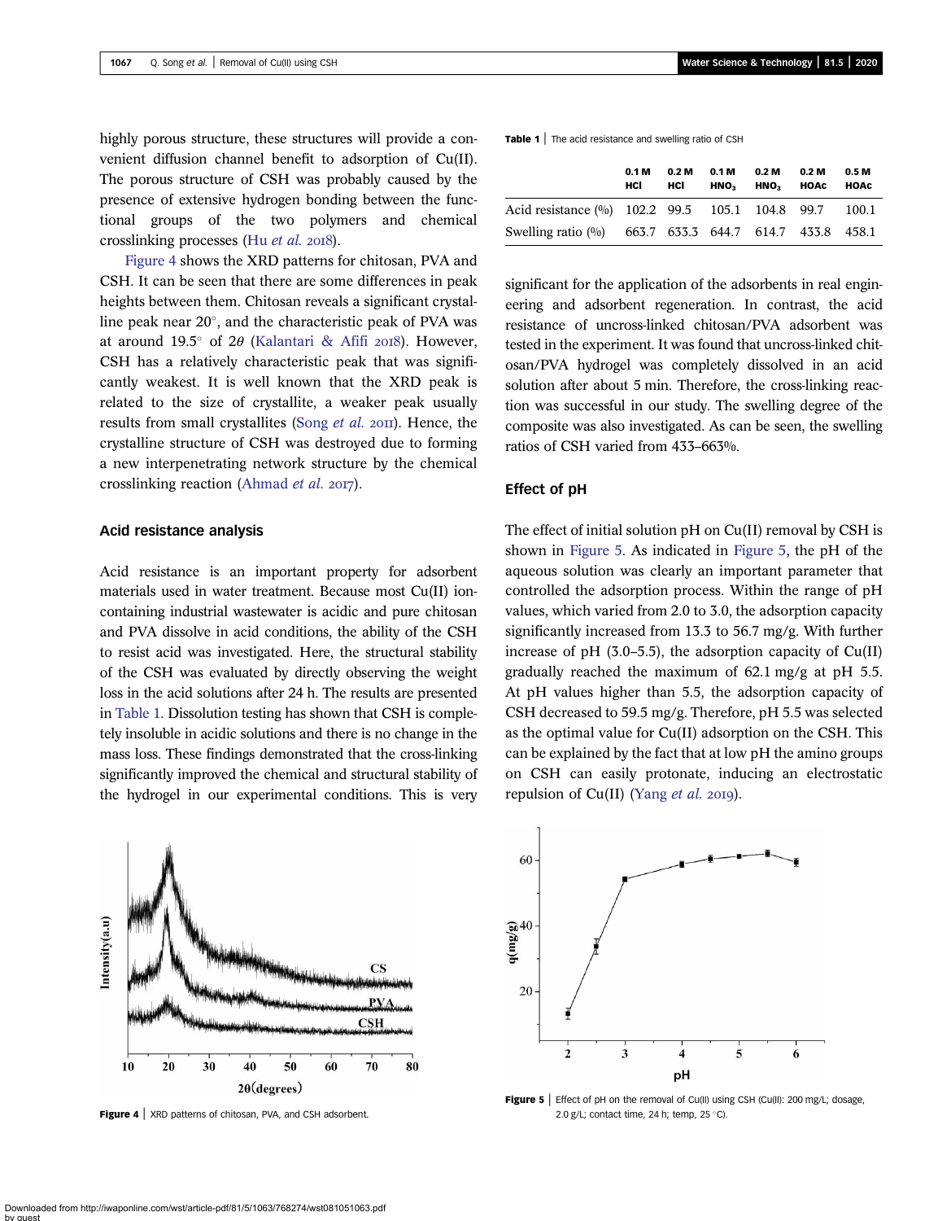highly porous structure, these structures will provide a convenient diffusion channel benefit to adsorption of Cu(II). The porous structure of CSH was probably caused by the presence of extensive hydrogen bonding between the functional groups of the two polymers and chemical crosslinking processes (Hu *et al.* 2018).

Figure 4 shows the XRD patterns for chitosan, PVA and CSH. It can be seen that there are some differences in peak heights between them. Chitosan reveals a significant crystalline peak near 20°, and the characteristic peak of PVA was at around 19.5° of 2$\theta$ (Kalantari & Afifi 2018). However, CSH has a relatively characteristic peak that was significantly weakest. It is well known that the XRD peak is related to the size of crystallite, a weaker peak usually results from small crystallites (Song *et al.* 2011). Hence, the crystalline structure of CSH was destroyed due to forming a new interpenetrating network structure by the chemical crosslinking reaction (Ahmad *et al.* 2017).

## Acid resistance analysis

Acid resistance is an important property for adsorbent materials used in water treatment. Because most Cu(II) ion-containing industrial wastewater is acidic and pure chitosan and PVA dissolve in acid conditions, the ability of the CSH to resist acid was investigated. Here, the structural stability of the CSH was evaluated by directly observing the weight loss in the acid solutions after 24 h. The results are presented in Table 1. Dissolution testing has shown that CSH is completely insoluble in acidic solutions and there is no change in the mass loss. These findings demonstrated that the cross-linking significantly improved the chemical and structural stability of the hydrogel in our experimental conditions. This is very significant for the application of the adsorbents in real engineering and adsorbent regeneration. In contrast, the acid resistance of uncross-linked chitosan/PVA adsorbent was tested in the experiment. It was found that uncross-linked chitosan/PVA hydrogel was completely dissolved in an acid solution after about 5 min. Therefore, the cross-linking reaction was successful in our study. The swelling degree of the composite was also investigated. As can be seen, the swelling ratios of CSH varied from 433–663%.

**Table 1** | The acid resistance and swelling ratio of CSH

| | 0.1 M HCl | 0.2 M HCl | 0.1 M $HNO_3$ | 0.2 M $HNO_3$ | 0.2 M HOAc | 0.5 M HOAc |
|---|---|---|---|---|---|---|
| Acid resistance (%) | 102.2 | 99.5 | 105.1 | 104.8 | 99.7 | 100.1 |
| Swelling ratio (%) | 663.7 | 633.3 | 644.7 | 614.7 | 433.8 | 458.1 |

## Effect of pH

The effect of initial solution pH on Cu(II) removal by CSH is shown in Figure 5. As indicated in Figure 5, the pH of the aqueous solution was clearly an important parameter that controlled the adsorption process. Within the range of pH values, which varied from 2.0 to 3.0, the adsorption capacity significantly increased from 13.3 to 56.7 mg/g. With further increase of pH (3.0–5.5), the adsorption capacity of Cu(II) gradually reached the maximum of 62.1 mg/g at pH 5.5. At pH values higher than 5.5, the adsorption capacity of CSH decreased to 59.5 mg/g. Therefore, pH 5.5 was selected as the optimal value for Cu(II) adsorption on the CSH. This can be explained by the fact that at low pH the amino groups on CSH can easily protonate, inducing an electrostatic repulsion of Cu(II) (Yang *et al.* 2019).

**Figure 4** | XRD patterns of chitosan, PVA, and CSH adsorbent.

**Figure 5** | Effect of pH on the removal of Cu(II) using CSH (Cu(II): 200 mg/L; dosage, 2.0 g/L; contact time, 24 h; temp, 25 °C).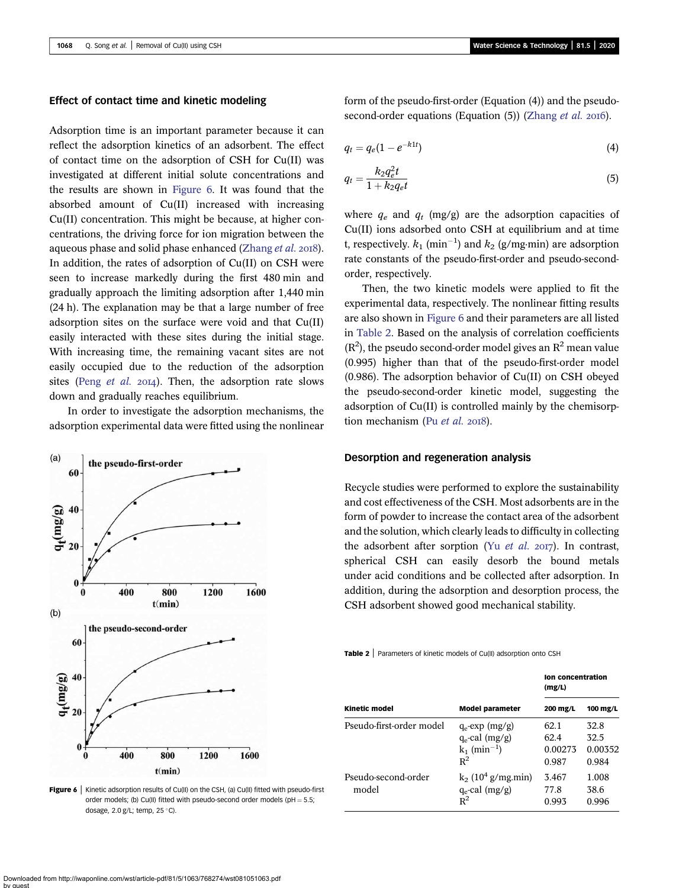### Effect of contact time and kinetic modeling

Adsorption time is an important parameter because it can reflect the adsorption kinetics of an adsorbent. The effect of contact time on the adsorption of CSH for Cu(II) was investigated at different initial solute concentrations and the results are shown in Figure 6. It was found that the absorbed amount of Cu(II) increased with increasing Cu(II) concentration. This might be because, at higher concentrations, the driving force for ion migration between the aqueous phase and solid phase enhanced (Zhang *et al.* 2018). In addition, the rates of adsorption of Cu(II) on CSH were seen to increase markedly during the first 480 min and gradually approach the limiting adsorption after 1,440 min (24 h). The explanation may be that a large number of free adsorption sites on the surface were void and that Cu(II) easily interacted with these sites during the initial stage. With increasing time, the remaining vacant sites are not easily occupied due to the reduction of the adsorption sites (Peng *et al.* 2014). Then, the adsorption rate slows down and gradually reaches equilibrium.

In order to investigate the adsorption mechanisms, the adsorption experimental data were fitted using the nonlinear form of the pseudo-first-order (Equation (4)) and the pseudo-second-order equations (Equation (5)) (Zhang *et al.* 2016).

$$q_t = q_e(1 - e^{-k_1 t}) \tag{4}$$

$$q_t = \frac{k_2 q_e^2 t}{1 + k_2 q_e t} \tag{5}$$

where $q_e$ and $q_t$ (mg/g) are the adsorption capacities of Cu(II) ions adsorbed onto CSH at equilibrium and at time t, respectively. $k_1$ ($min^{-1}$) and $k_2$ (g/mg·min) are adsorption rate constants of the pseudo-first-order and pseudo-second-order, respectively.

Then, the two kinetic models were applied to fit the experimental data, respectively. The nonlinear fitting results are also shown in Figure 6 and their parameters are all listed in Table 2. Based on the analysis of correlation coefficients ($R^2$), the pseudo second-order model gives an $R^2$ mean value (0.995) higher than that of the pseudo-first-order model (0.986). The adsorption behavior of Cu(II) on CSH obeyed the pseudo-second-order kinetic model, suggesting the adsorption of Cu(II) is controlled mainly by the chemisorption mechanism (Pu *et al.* 2018).

Figure 6 | Kinetic adsorption results of Cu(II) on the CSH, (a) Cu(II) fitted with pseudo-first order models; (b) Cu(II) fitted with pseudo-second order models (pH = 5.5; dosage, 2.0 g/L; temp, 25 °C).

### Desorption and regeneration analysis

Recycle studies were performed to explore the sustainability and cost effectiveness of the CSH. Most adsorbents are in the form of powder to increase the contact area of the adsorbent and the solution, which clearly leads to difficulty in collecting the adsorbent after sorption (Yu *et al.* 2017). In contrast, spherical CSH can easily desorb the bound metals under acid conditions and be collected after adsorption. In addition, during the adsorption and desorption process, the CSH adsorbent showed good mechanical stability.

**Table 2** | Parameters of kinetic models of Cu(II) adsorption onto CSH

| | | Ion concentration (mg/L) | |
|---|---|---|---|
| **Kinetic model** | **Model parameter** | **200 mg/L** | **100 mg/L** |
| Pseudo-first-order model | $q_e$-exp (mg/g) | 62.1 | 32.8 |
| | $q_e$-cal (mg/g) | 62.4 | 32.5 |
| | $k_1$ ($min^{-1}$) | 0.00273 | 0.00352 |
| | $R^2$ | 0.987 | 0.984 |
| Pseudo-second-order model | $k_2$ ($10^4$ g/mg.min) | 3.467 | 1.008 |
| | $q_e$-cal (mg/g) | 77.8 | 38.6 |
| | $R^2$ | 0.993 | 0.996 |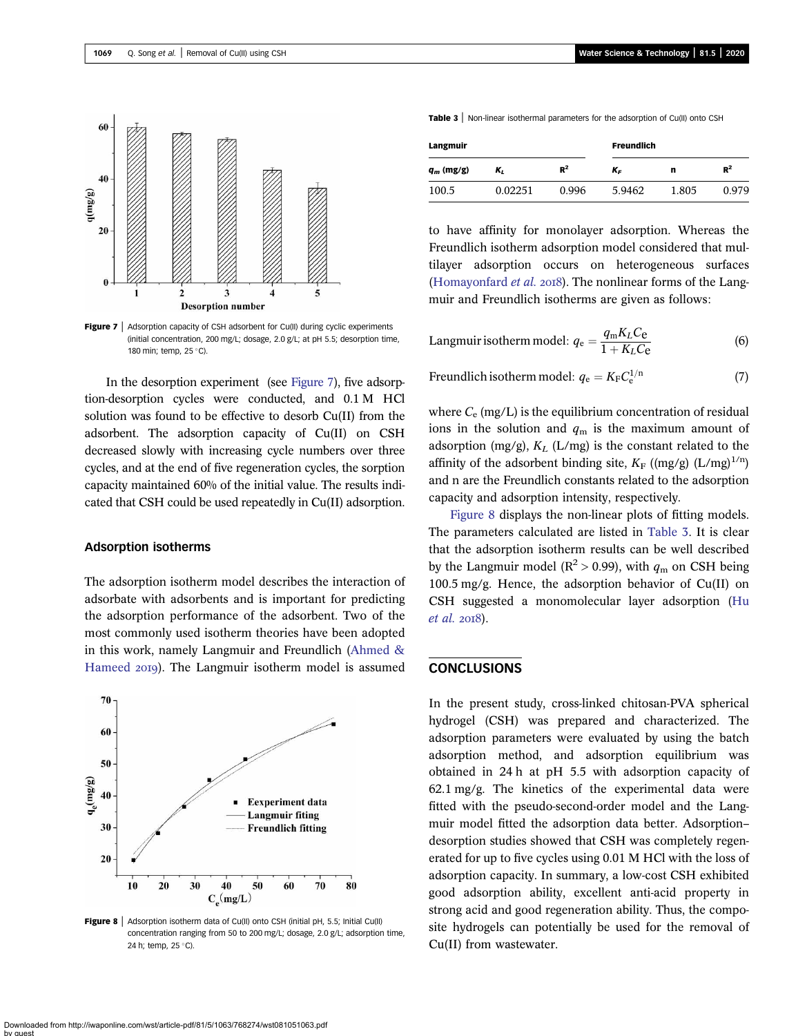Figure 7 | Adsorption capacity of CSH adsorbent for Cu(II) during cyclic experiments (initial concentration, 200 mg/L; dosage, 2.0 g/L; at pH 5.5; desorption time, 180 min; temp, 25 °C).

In the desorption experiment (see Figure 7), five adsorption-desorption cycles were conducted, and 0.1 M HCl solution was found to be effective to desorb Cu(II) from the adsorbent. The adsorption capacity of Cu(II) on CSH decreased slowly with increasing cycle numbers over three cycles, and at the end of five regeneration cycles, the sorption capacity maintained 60% of the initial value. The results indicated that CSH could be used repeatedly in Cu(II) adsorption.

### Adsorption isotherms

The adsorption isotherm model describes the interaction of adsorbate with adsorbents and is important for predicting the adsorption performance of the adsorbent. Two of the most commonly used isotherm theories have been adopted in this work, namely Langmuir and Freundlich (Ahmed & Hameed 2019). The Langmuir isotherm model is assumed to have affinity for monolayer adsorption. Whereas the Freundlich isotherm adsorption model considered that multilayer adsorption occurs on heterogeneous surfaces (Homayonfard *et al.* 2018). The nonlinear forms of the Langmuir and Freundlich isotherms are given as follows:

Figure 8 | Adsorption isotherm data of Cu(II) onto CSH (initial pH, 5.5; Initial Cu(II) concentration ranging from 50 to 200 mg/L; dosage, 2.0 g/L; adsorption time, 24 h; temp, 25 °C).

Table 3 | Non-linear isothermal parameters for the adsorption of Cu(II) onto CSH

| Langmuir | | | Freundlich | | |
|---|---|---|---|---|---|
| $q_m$ (mg/g) | $K_L$ | $R^2$ | $K_F$ | n | $R^2$ |
| 100.5 | 0.02251 | 0.996 | 5.9462 | 1.805 | 0.979 |

$$\text{Langmuir isotherm model: } q_e = \frac{q_m K_L Ce}{1 + K_L Ce} \quad (6)$$

$$\text{Freundlich isotherm model: } q_e = K_F C_e^{1/n} \quad (7)$$

where $C_e$ (mg/L) is the equilibrium concentration of residual ions in the solution and $q_m$ is the maximum amount of adsorption (mg/g), $K_L$ (L/mg) is the constant related to the affinity of the adsorbent binding site, $K_F$ ((mg/g) $(L/mg)^{1/n}$) and n are the Freundlich constants related to the adsorption capacity and adsorption intensity, respectively.

Figure 8 displays the non-linear plots of fitting models. The parameters calculated are listed in Table 3. It is clear that the adsorption isotherm results can be well described by the Langmuir model ($R^2 > 0.99$), with $q_m$ on CSH being 100.5 mg/g. Hence, the adsorption behavior of Cu(II) on CSH suggested a monomolecular layer adsorption (Hu *et al.* 2018).

## CONCLUSIONS

In the present study, cross-linked chitosan-PVA spherical hydrogel (CSH) was prepared and characterized. The adsorption parameters were evaluated by using the batch adsorption method, and adsorption equilibrium was obtained in 24 h at pH 5.5 with adsorption capacity of 62.1 mg/g. The kinetics of the experimental data were fitted with the pseudo-second-order model and the Langmuir model fitted the adsorption data better. Adsorption–desorption studies showed that CSH was completely regenerated for up to five cycles using 0.01 M HCl with the loss of adsorption capacity. In summary, a low-cost CSH exhibited good adsorption ability, excellent anti-acid property in strong acid and good regeneration ability. Thus, the composite hydrogels can potentially be used for the removal of Cu(II) from wastewater.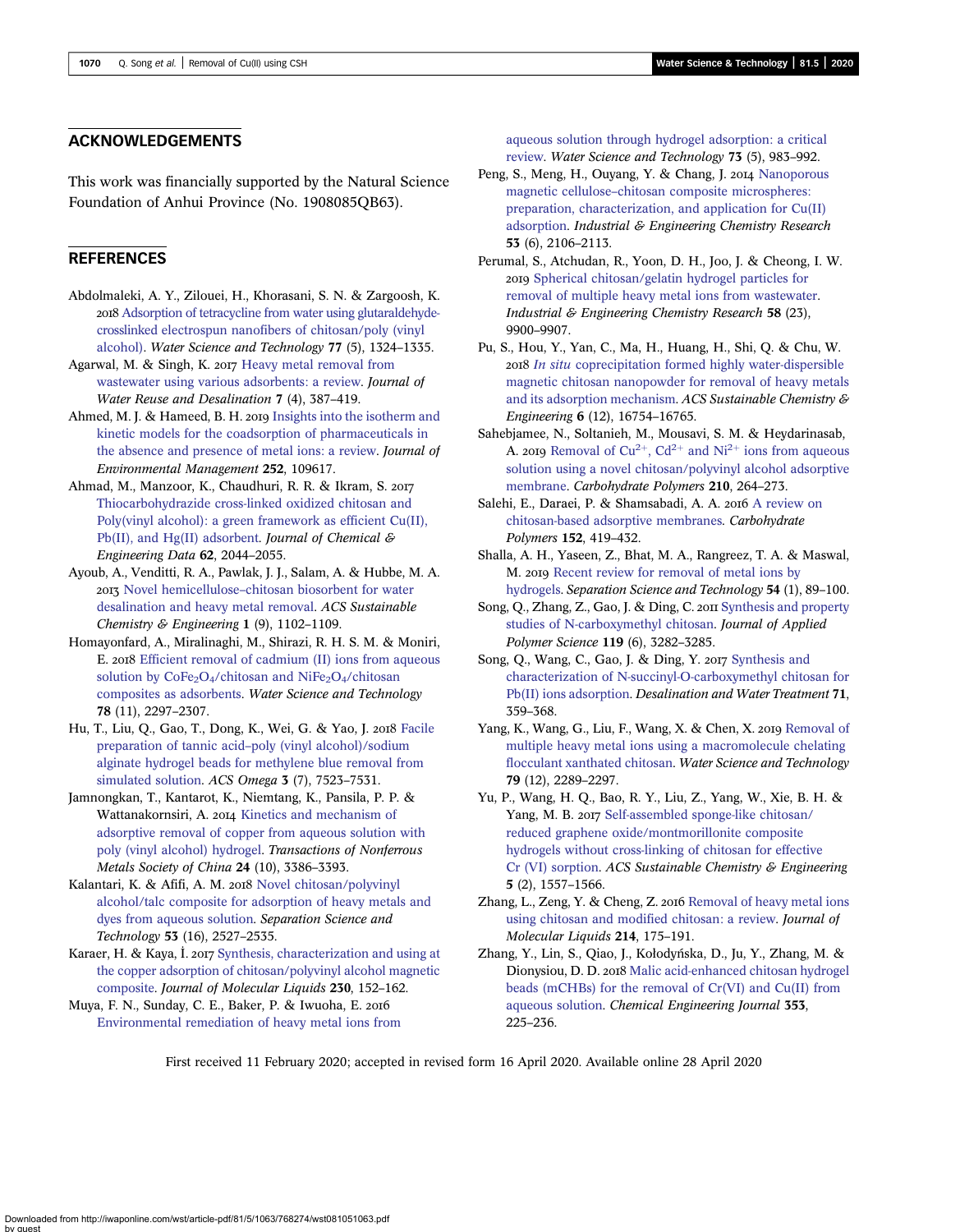## ACKNOWLEDGEMENTS

This work was financially supported by the Natural Science Foundation of Anhui Province (No. 1908085QB63).

## REFERENCES

Abdolmaleki, A. Y., Zilouei, H., Khorasani, S. N. & Zargoosh, K. 2018 Adsorption of tetracycline from water using glutaraldehyde-crosslinked electrospun nanofibers of chitosan/poly (vinyl alcohol). *Water Science and Technology* **77** (5), 1324–1335.

Agarwal, M. & Singh, K. 2017 Heavy metal removal from wastewater using various adsorbents: a review. *Journal of Water Reuse and Desalination* **7** (4), 387–419.

Ahmed, M. J. & Hameed, B. H. 2019 Insights into the isotherm and kinetic models for the coadsorption of pharmaceuticals in the absence and presence of metal ions: a review. *Journal of Environmental Management* **252**, 109617.

Ahmad, M., Manzoor, K., Chaudhuri, R. R. & Ikram, S. 2017 Thiocarbohydrazide cross-linked oxidized chitosan and Poly(vinyl alcohol): a green framework as efficient Cu(II), Pb(II), and Hg(II) adsorbent. *Journal of Chemical & Engineering Data* **62**, 2044–2055.

Ayoub, A., Venditti, R. A., Pawlak, J. J., Salam, A. & Hubbe, M. A. 2013 Novel hemicellulose–chitosan biosorbent for water desalination and heavy metal removal. *ACS Sustainable Chemistry & Engineering* **1** (9), 1102–1109.

Homayonfard, A., Miralinaghi, M., Shirazi, R. H. S. M. & Moniri, E. 2018 Efficient removal of cadmium (II) ions from aqueous solution by $CoFe_2O_4$/chitosan and $NiFe_2O_4$/chitosan composites as adsorbents. *Water Science and Technology* **78** (11), 2297–2307.

Hu, T., Liu, Q., Gao, T., Dong, K., Wei, G. & Yao, J. 2018 Facile preparation of tannic acid–poly (vinyl alcohol)/sodium alginate hydrogel beads for methylene blue removal from simulated solution. *ACS Omega* **3** (7), 7523–7531.

Jamnongkan, T., Kantarot, K., Niemtang, K., Pansila, P. P. & Wattanakornsiri, A. 2014 Kinetics and mechanism of adsorptive removal of copper from aqueous solution with poly (vinyl alcohol) hydrogel. *Transactions of Nonferrous Metals Society of China* **24** (10), 3386–3393.

Kalantari, K. & Afifi, A. M. 2018 Novel chitosan/polyvinyl alcohol/talc composite for adsorption of heavy metals and dyes from aqueous solution. *Separation Science and Technology* **53** (16), 2527–2535.

Karaer, H. & Kaya, İ. 2017 Synthesis, characterization and using at the copper adsorption of chitosan/polyvinyl alcohol magnetic composite. *Journal of Molecular Liquids* **230**, 152–162.

Muya, F. N., Sunday, C. E., Baker, P. & Iwuoha, E. 2016 Environmental remediation of heavy metal ions from aqueous solution through hydrogel adsorption: a critical review. *Water Science and Technology* **73** (5), 983–992.

Peng, S., Meng, H., Ouyang, Y. & Chang, J. 2014 Nanoporous magnetic cellulose–chitosan composite microspheres: preparation, characterization, and application for Cu(II) adsorption. *Industrial & Engineering Chemistry Research* **53** (6), 2106–2113.

Perumal, S., Atchudan, R., Yoon, D. H., Joo, J. & Cheong, I. W. 2019 Spherical chitosan/gelatin hydrogel particles for removal of multiple heavy metal ions from wastewater. *Industrial & Engineering Chemistry Research* **58** (23), 9900–9907.

Pu, S., Hou, Y., Yan, C., Ma, H., Huang, H., Shi, Q. & Chu, W. 2018 *In situ* coprecipitation formed highly water-dispersible magnetic chitosan nanopowder for removal of heavy metals and its adsorption mechanism. *ACS Sustainable Chemistry & Engineering* **6** (12), 16754–16765.

Sahebjamee, N., Soltanieh, M., Mousavi, S. M. & Heydarinasab, A. 2019 Removal of $Cu^{2+}$, $Cd^{2+}$ and $Ni^{2+}$ ions from aqueous solution using a novel chitosan/polyvinyl alcohol adsorptive membrane. *Carbohydrate Polymers* **210**, 264–273.

Salehi, E., Daraei, P. & Shamsabadi, A. A. 2016 A review on chitosan-based adsorptive membranes. *Carbohydrate Polymers* **152**, 419–432.

Shalla, A. H., Yaseen, Z., Bhat, M. A., Rangreez, T. A. & Maswal, M. 2019 Recent review for removal of metal ions by hydrogels. *Separation Science and Technology* **54** (1), 89–100.

Song, Q., Zhang, Z., Gao, J. & Ding, C. 2011 Synthesis and property studies of N-carboxymethyl chitosan. *Journal of Applied Polymer Science* **119** (6), 3282–3285.

Song, Q., Wang, C., Gao, J. & Ding, Y. 2017 Synthesis and characterization of N-succinyl-O-carboxymethyl chitosan for Pb(II) ions adsorption. *Desalination and Water Treatment* **71**, 359–368.

Yang, K., Wang, G., Liu, F., Wang, X. & Chen, X. 2019 Removal of multiple heavy metal ions using a macromolecule chelating flocculant xanthated chitosan. *Water Science and Technology* **79** (12), 2289–2297.

Yu, P., Wang, H. Q., Bao, R. Y., Liu, Z., Yang, W., Xie, B. H. & Yang, M. B. 2017 Self-assembled sponge-like chitosan/reduced graphene oxide/montmorillonite composite hydrogels without cross-linking of chitosan for effective Cr (VI) sorption. *ACS Sustainable Chemistry & Engineering* **5** (2), 1557–1566.

Zhang, L., Zeng, Y. & Cheng, Z. 2016 Removal of heavy metal ions using chitosan and modified chitosan: a review. *Journal of Molecular Liquids* **214**, 175–191.

Zhang, Y., Lin, S., Qiao, J., Kołodyńska, D., Ju, Y., Zhang, M. & Dionysiou, D. D. 2018 Malic acid-enhanced chitosan hydrogel beads (mCHBs) for the removal of Cr(VI) and Cu(II) from aqueous solution. *Chemical Engineering Journal* **353**, 225–236.

First received 11 February 2020; accepted in revised form 16 April 2020. Available online 28 April 2020